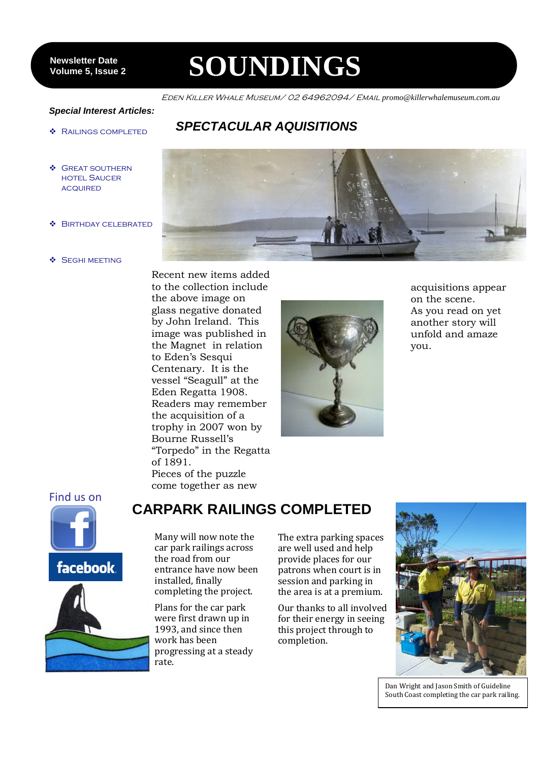Newsletter Date
Volume 5, Issue 2

# SOUNDINGS

EDEN KILLER WHALE MUSEUM/ 02 64962094/ EMAIL promo@killerwhalemuseum.com.au

***Special Interest Articles:***

- RAILINGS COMPLETED
- GREAT SOUTHERN HOTEL SAUCER ACQUIRED
- BIRTHDAY CELEBRATED
- SEGHI MEETING

## *SPECTACULAR AQUISITIONS*

Recent new items added to the collection include the above image on glass negative donated by John Ireland. This image was published in the Magnet in relation to Eden's Sesqui Centenary. It is the vessel "Seagull" at the Eden Regatta 1908. Readers may remember the acquisition of a trophy in 2007 won by Bourne Russell's "Torpedo" in the Regatta of 1891.
Pieces of the puzzle come together as new acquisitions appear on the scene.
As you read on yet another story will unfold and amaze you.

Find us on facebook

## CARPARK RAILINGS COMPLETED

Many will now note the car park railings across the road from our entrance have now been installed, finally completing the project.

Plans for the car park were first drawn up in 1993, and since then work has been progressing at a steady rate.

The extra parking spaces are well used and help provide places for our patrons when court is in session and parking in the area is at a premium.

Our thanks to all involved for their energy in seeing this project through to completion.

Dan Wright and Jason Smith of Guideline South Coast completing the car park railing.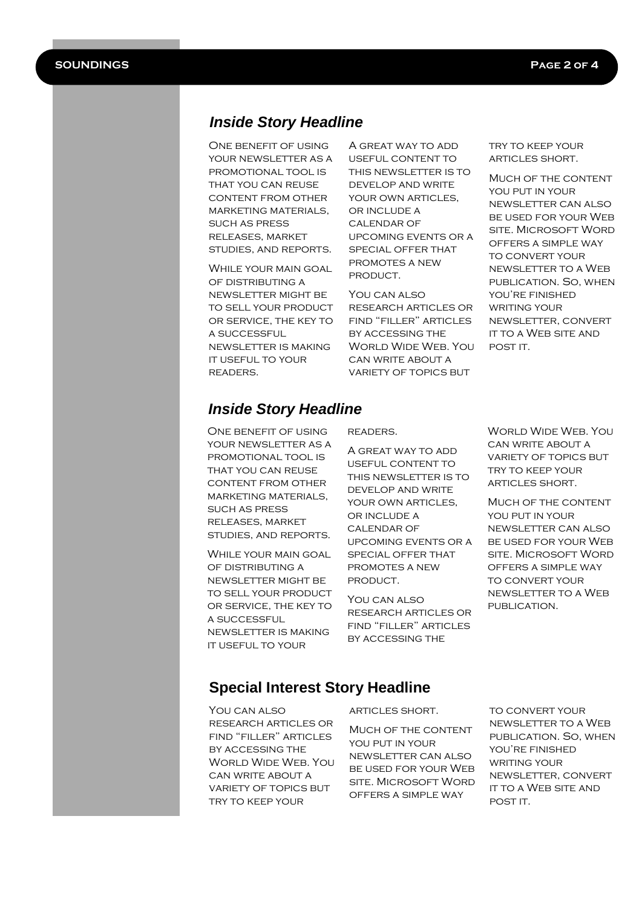## Inside Story Headline

One benefit of using your newsletter as a promotional tool is that you can reuse content from other marketing materials, such as press releases, market studies, and reports.

While your main goal of distributing a newsletter might be to sell your product or service, the key to a successful newsletter is making it useful to your readers.

A great way to add useful content to this newsletter is to develop and write your own articles, or include a calendar of upcoming events or a special offer that promotes a new product.

You can also research articles or find "filler" articles by accessing the World Wide Web. You can write about a variety of topics but try to keep your articles short.

Much of the content you put in your newsletter can also be used for your Web site. Microsoft Word offers a simple way to convert your newsletter to a Web publication. So, when you're finished writing your newsletter, convert it to a Web site and post it.

## Inside Story Headline

One benefit of using your newsletter as a promotional tool is that you can reuse content from other marketing materials, such as press releases, market studies, and reports.

While your main goal of distributing a newsletter might be to sell your product or service, the key to a successful newsletter is making it useful to your readers.

A great way to add useful content to this newsletter is to develop and write your own articles, or include a calendar of upcoming events or a special offer that promotes a new product.

You can also research articles or find "filler" articles by accessing the World Wide Web. You can write about a variety of topics but try to keep your articles short.

Much of the content you put in your newsletter can also be used for your Web site. Microsoft Word offers a simple way to convert your newsletter to a Web publication.

## Special Interest Story Headline

You can also research articles or find "filler" articles by accessing the World Wide Web. You can write about a variety of topics but try to keep your articles short.

Much of the content you put in your newsletter can also be used for your Web site. Microsoft Word offers a simple way to convert your newsletter to a Web publication. So, when you're finished writing your newsletter, convert it to a Web site and post it.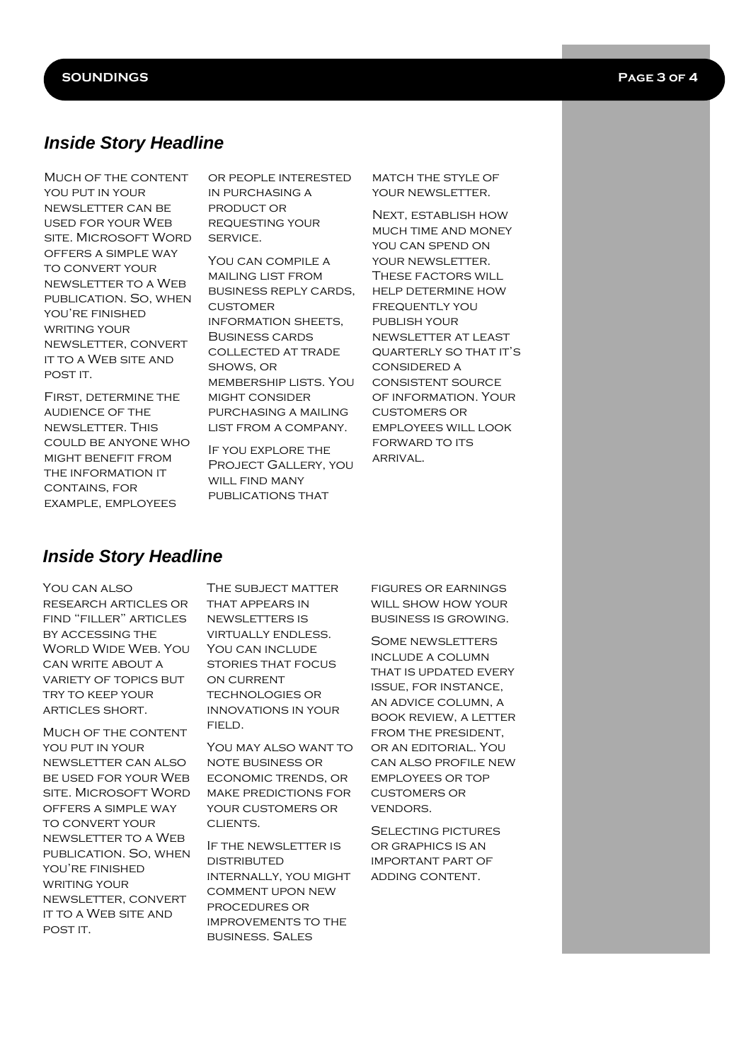## *Inside Story Headline*

Much of the content you put in your newsletter can be used for your Web site. Microsoft Word offers a simple way to convert your newsletter to a Web publication. So, when you're finished writing your newsletter, convert it to a Web site and post it.

First, determine the audience of the newsletter. This could be anyone who might benefit from the information it contains, for example, employees or people interested in purchasing a product or requesting your service.

You can compile a mailing list from business reply cards, customer information sheets, Business cards collected at trade shows, or membership lists. You might consider purchasing a mailing list from a company.

If you explore the Project Gallery, you will find many publications that match the style of your newsletter.

Next, establish how much time and money you can spend on your newsletter. These factors will help determine how frequently you publish your newsletter at least quarterly so that it's considered a consistent source of information. Your customers or employees will look forward to its arrival.

## *Inside Story Headline*

You can also research articles or find "filler" articles by accessing the World Wide Web. You can write about a variety of topics but try to keep your articles short.

Much of the content you put in your newsletter can also be used for your Web site. Microsoft Word offers a simple way to convert your newsletter to a Web publication. So, when you're finished writing your newsletter, convert it to a Web site and post it.

The subject matter that appears in newsletters is virtually endless. You can include stories that focus on current technologies or innovations in your field.

You may also want to note business or economic trends, or make predictions for your customers or clients.

If the newsletter is distributed internally, you might comment upon new procedures or improvements to the business. Sales figures or earnings will show how your business is growing.

Some newsletters include a column that is updated every issue, for instance, an advice column, a book review, a letter from the president, or an editorial. You can also profile new employees or top customers or vendors.

Selecting pictures or graphics is an important part of adding content.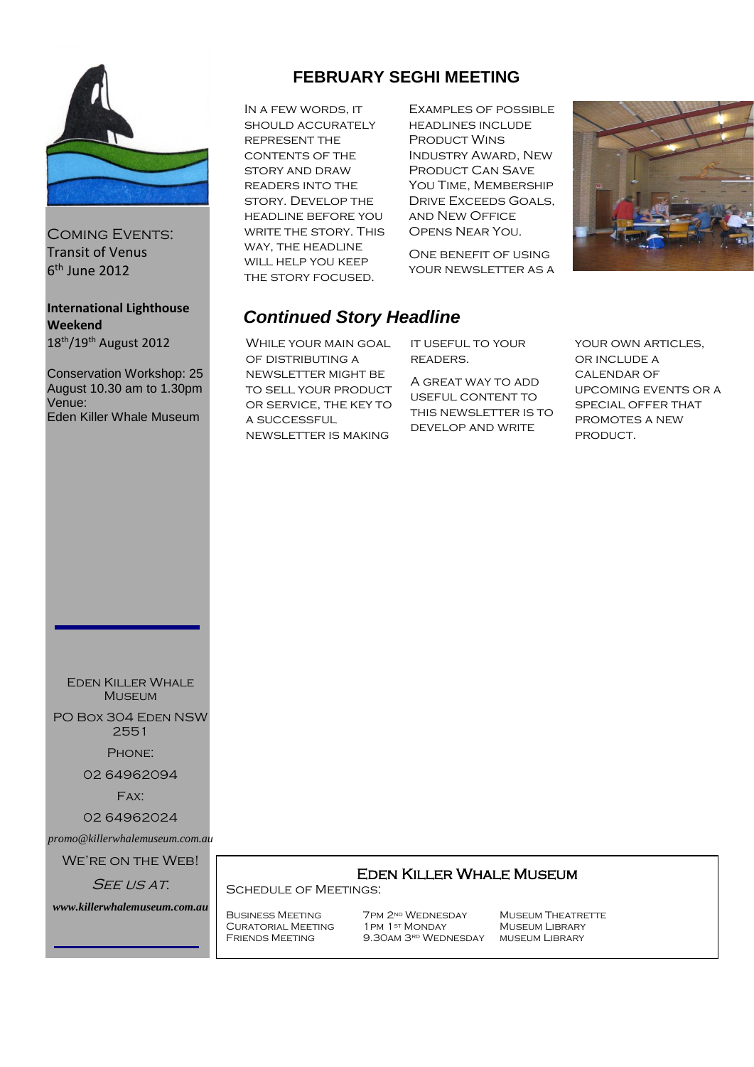## FEBRUARY SEGHI MEETING

In a few words, it should accurately represent the contents of the story and draw readers into the story. Develop the headline before you write the story. This way, the headline will help you keep the story focused.

Examples of possible headlines include Product Wins Industry Award, New Product Can Save You Time, Membership Drive Exceeds Goals, and New Office Opens Near You.

One benefit of using your newsletter as a

## *Continued Story Headline*

While your main goal of distributing a newsletter might be to sell your product or service, the key to a successful newsletter is making it useful to your readers.

A great way to add useful content to this newsletter is to develop and write your own articles, or include a calendar of upcoming events or a special offer that promotes a new product.

Coming Events:
Transit of Venus
6th June 2012

**International Lighthouse Weekend**
18th/19th August 2012

Conservation Workshop: 25 August 10.30 am to 1.30pm
Venue:
Eden Killer Whale Museum

Eden Killer Whale Museum
PO Box 304 Eden NSW 2551
Phone:
02 64962094
Fax:
02 64962024
*promo@killerwhalemuseum.com.au*
We're on the Web!
*See us at:*
***www.killerwhalemuseum.com.au***

### Eden Killer Whale Museum

Schedule of Meetings:

| | | |
|---|---|---|
| Business Meeting | 7pm 2nd Wednesday | Museum Theatrette |
| Curatorial Meeting | 1pm 1st Monday | Museum Library |
| Friends Meeting | 9.30am 3rd Wednesday | Museum Library |